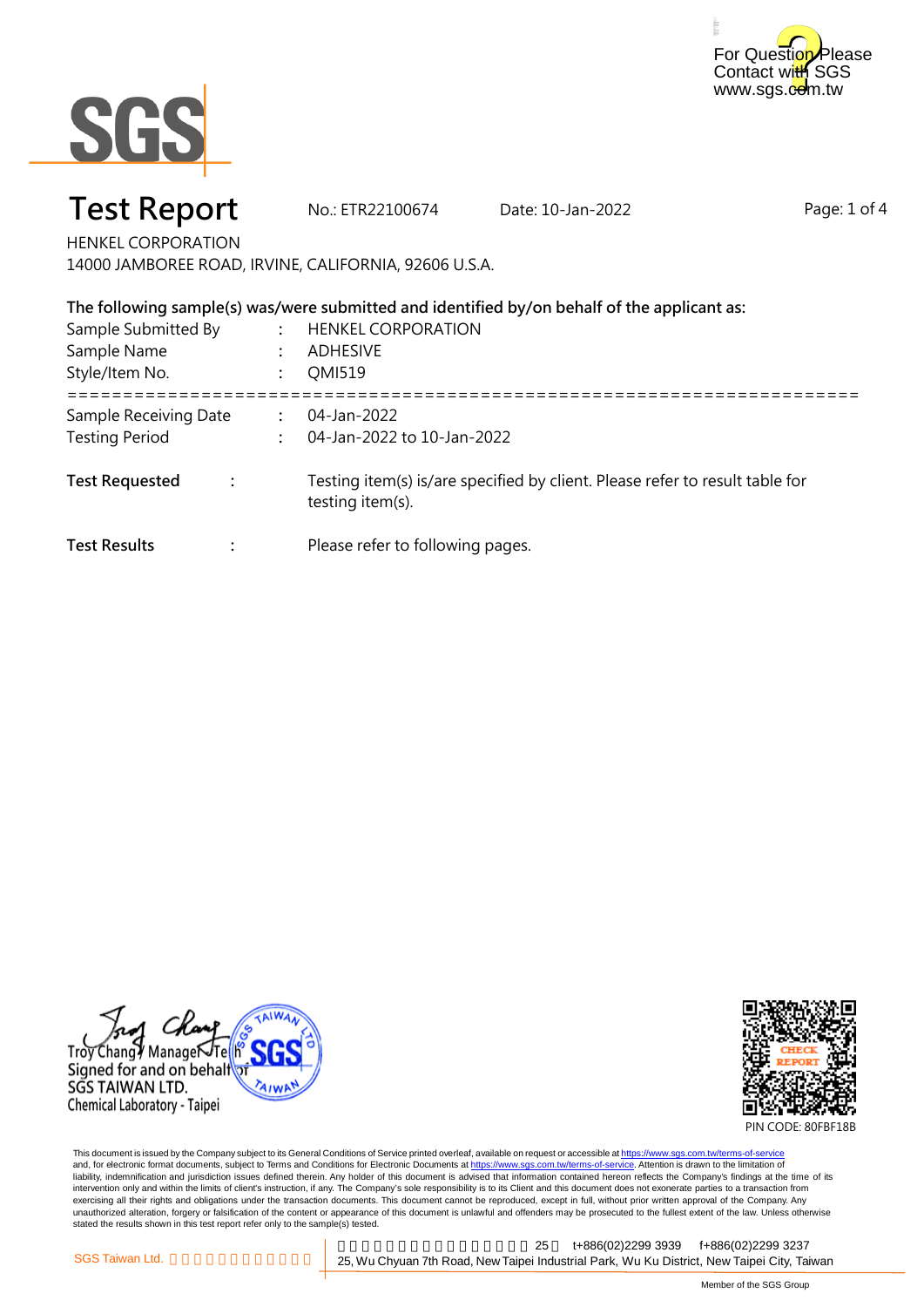For Question Please Contact with SGS www.sgs.com.tw

# Test Report

No.: ETR22100674 Date: 10-Jan-2022

HENKEL CORPORATION
14000 JAMBOREE ROAD, IRVINE, CALIFORNIA, 92606 U.S.A.

**The following sample(s) was/were submitted and identified by/on behalf of the applicant as:**

Sample Submitted By : HENKEL CORPORATION
Sample Name : ADHESIVE
Style/Item No. : QMI519

=======================================================================

Sample Receiving Date : 04-Jan-2022
Testing Period : 04-Jan-2022 to 10-Jan-2022

**Test Requested** : Testing item(s) is/are specified by client. Please refer to result table for testing item(s).

**Test Results** : Please refer to following pages.

Troy Chang / Manager Tech
Signed for and on behalf of
SGS TAIWAN LTD.
Chemical Laboratory - Taipei

PIN CODE: 80FBF18B

This document is issued by the Company subject to its General Conditions of Service printed overleaf, available on request or accessible at https://www.sgs.com.tw/terms-of-service and, for electronic format documents, subject to Terms and Conditions for Electronic Documents at https://www.sgs.com.tw/terms-of-service. Attention is drawn to the limitation of liability, indemnification and jurisdiction issues defined therein. Any holder of this document is advised that information contained hereon reflects the Company's findings at the time of its intervention only and within the limits of client's instruction, if any. The Company's sole responsibility is to its Client and this document does not exonerate parties to a transaction from exercising all their rights and obligations under the transaction documents. This document cannot be reproduced, except in full, without prior written approval of the Company. Any unauthorized alteration, forgery or falsification of the content or appearance of this document is unlawful and offenders may be prosecuted to the fullest extent of the law. Unless otherwise stated the results shown in this test report refer only to the sample(s) tested.

SGS Taiwan Ltd. 25 t+886(02)2299 3939 f+886(02)2299 3237
25, Wu Chyuan 7th Road, New Taipei Industrial Park, Wu Ku District, New Taipei City, Taiwan

Member of the SGS Group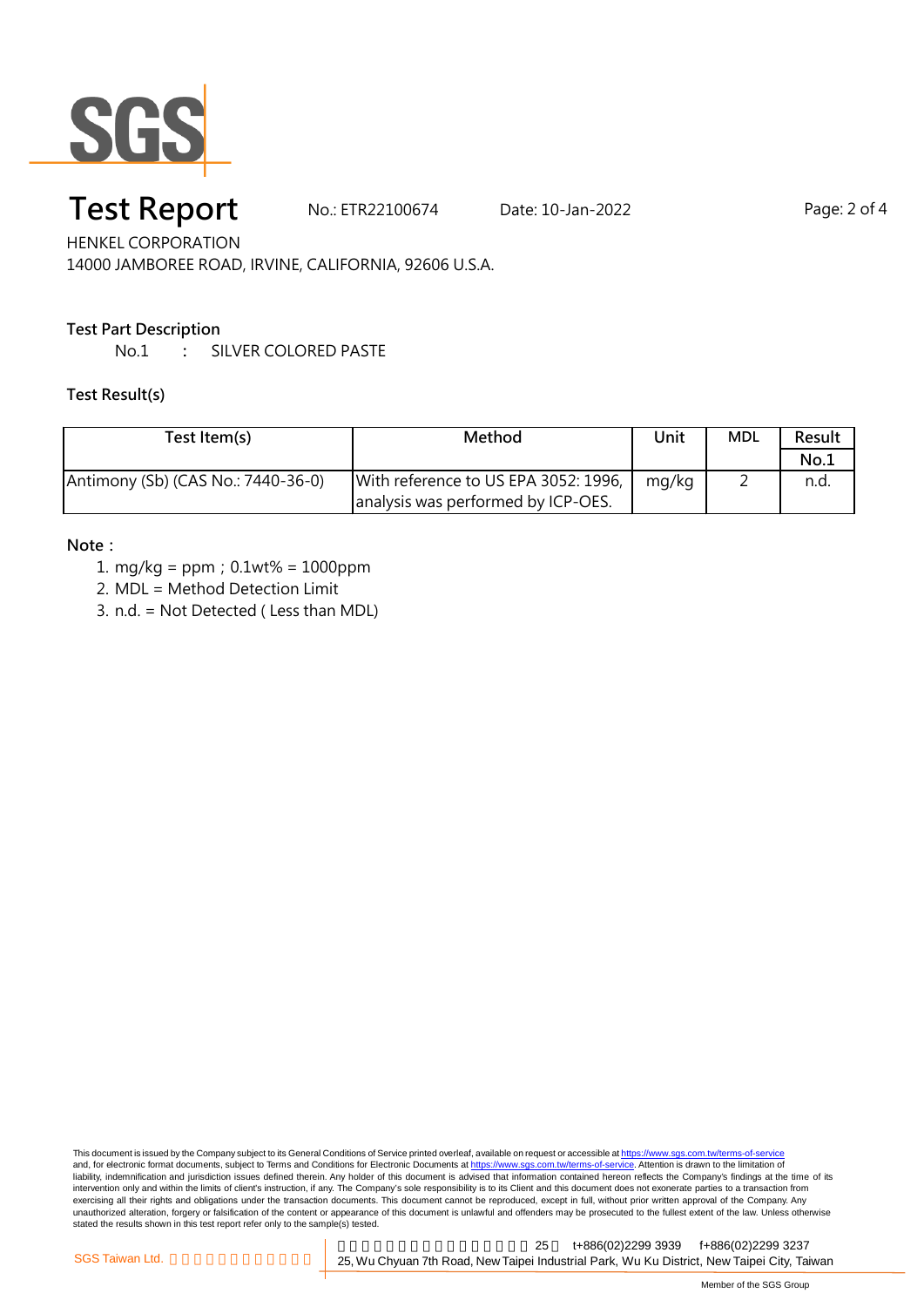# Test Report

No.: ETR22100674 Date: 10-Jan-2022

HENKEL CORPORATION
14000 JAMBOREE ROAD, IRVINE, CALIFORNIA, 92606 U.S.A.

**Test Part Description**

No.1 : SILVER COLORED PASTE

**Test Result(s)**

| Test Item(s) | Method | Unit | MDL | Result |
|---|---|---|---|---|
| | | | | No.1 |
| Antimony (Sb) (CAS No.: 7440-36-0) | With reference to US EPA 3052: 1996, analysis was performed by ICP-OES. | mg/kg | 2 | n.d. |

**Note：**

1. mg/kg = ppm；0.1wt% = 1000ppm
2. MDL = Method Detection Limit
3. n.d. = Not Detected ( Less than MDL)

This document is issued by the Company subject to its General Conditions of Service printed overleaf, available on request or accessible at https://www.sgs.com.tw/terms-of-service and, for electronic format documents, subject to Terms and Conditions for Electronic Documents at https://www.sgs.com.tw/terms-of-service. Attention is drawn to the limitation of liability, indemnification and jurisdiction issues defined therein. Any holder of this document is advised that information contained hereon reflects the Company's findings at the time of its intervention only and within the limits of client's instruction, if any. The Company's sole responsibility is to its Client and this document does not exonerate parties to a transaction from exercising all their rights and obligations under the transaction documents. This document cannot be reproduced, except in full, without prior written approval of the Company. Any unauthorized alteration, forgery or falsification of the content or appearance of this document is unlawful and offenders may be prosecuted to the fullest extent of the law. Unless otherwise stated the results shown in this test report refer only to the sample(s) tested.

SGS Taiwan Ltd. | 25 t+886(02)2299 3939 f+886(02)2299 3237
25, Wu Chyuan 7th Road, New Taipei Industrial Park, Wu Ku District, New Taipei City, Taiwan

Member of the SGS Group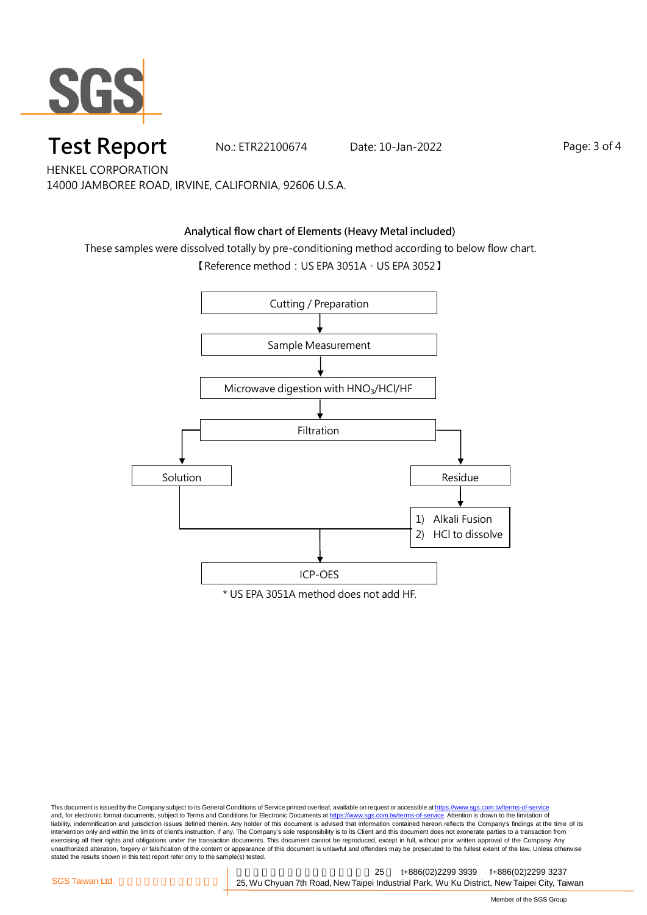# Test Report

No.: ETR22100674 Date: 10-Jan-2022

HENKEL CORPORATION

14000 JAMBOREE ROAD, IRVINE, CALIFORNIA, 92606 U.S.A.

**Analytical flow chart of Elements (Heavy Metal included)**

These samples were dissolved totally by pre-conditioning method according to below flow chart.

【Reference method：US EPA 3051A、US EPA 3052】

Cutting / Preparation

↓

Sample Measurement

↓

Microwave digestion with $HNO_3$/HCl/HF

↓

Filtration

↓ Solution ↓ Residue

Residue → 1) Alkali Fusion 2) HCl to dissolve

Solution + dissolved residue ↓

ICP-OES

* US EPA 3051A method does not add HF.

This document is issued by the Company subject to its General Conditions of Service printed overleaf, available on request or accessible at https://www.sgs.com.tw/terms-of-service and, for electronic format documents, subject to Terms and Conditions for Electronic Documents at https://www.sgs.com.tw/terms-of-service. Attention is drawn to the limitation of liability, indemnification and jurisdiction issues defined therein. Any holder of this document is advised that information contained hereon reflects the Company's findings at the time of its intervention only and within the limits of client's instruction, if any. The Company's sole responsibility is to its Client and this document does not exonerate parties to a transaction from exercising all their rights and obligations under the transaction documents. This document cannot be reproduced, except in full, without prior written approval of the Company. Any unauthorized alteration, forgery or falsification of the content or appearance of this document is unlawful and offenders may be prosecuted to the fullest extent of the law. Unless otherwise stated the results shown in this test report refer only to the sample(s) tested.

SGS Taiwan Ltd. 25, Wu Chyuan 7th Road, New Taipei Industrial Park, Wu Ku District, New Taipei City, Taiwan t+886(02)2299 3939 f+886(02)2299 3237

Member of the SGS Group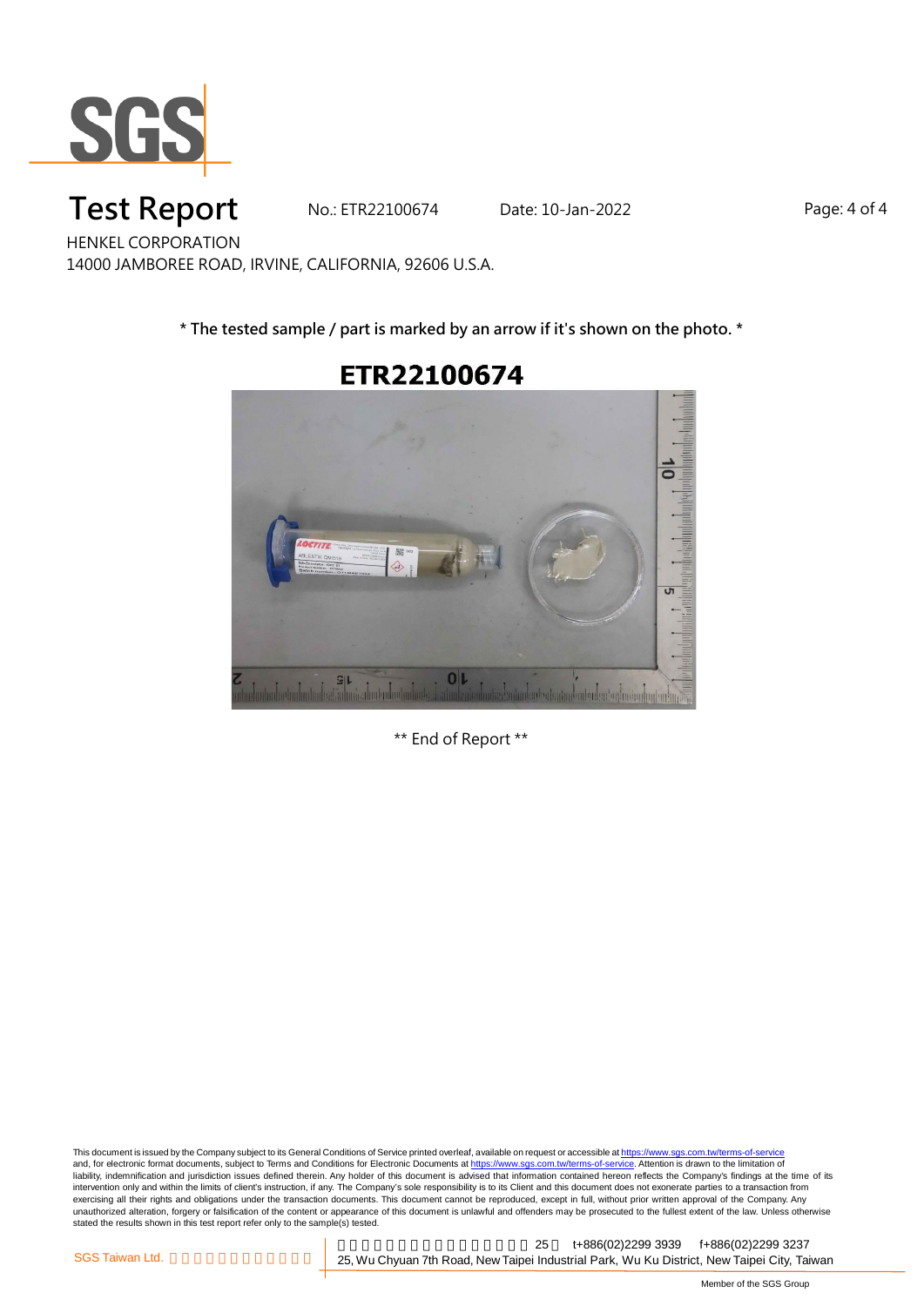# Test Report

No.: ETR22100674 Date: 10-Jan-2022

HENKEL CORPORATION
14000 JAMBOREE ROAD, IRVINE, CALIFORNIA, 92606 U.S.A.

**\* The tested sample / part is marked by an arrow if it's shown on the photo. \***

**ETR22100674**

** End of Report **

This document is issued by the Company subject to its General Conditions of Service printed overleaf, available on request or accessible at https://www.sgs.com.tw/terms-of-service and, for electronic format documents, subject to Terms and Conditions for Electronic Documents at https://www.sgs.com.tw/terms-of-service. Attention is drawn to the limitation of liability, indemnification and jurisdiction issues defined therein. Any holder of this document is advised that information contained hereon reflects the Company's findings at the time of its intervention only and within the limits of client's instruction, if any. The Company's sole responsibility is to its Client and this document does not exonerate parties to a transaction from exercising all their rights and obligations under the transaction documents. This document cannot be reproduced, except in full, without prior written approval of the Company. Any unauthorized alteration, forgery or falsification of the content or appearance of this document is unlawful and offenders may be prosecuted to the fullest extent of the law. Unless otherwise stated the results shown in this test report refer only to the sample(s) tested.

SGS Taiwan Ltd. | t+886(02)2299 3939 f+886(02)2299 3237
25, Wu Chyuan 7th Road, New Taipei Industrial Park, Wu Ku District, New Taipei City, Taiwan

Member of the SGS Group